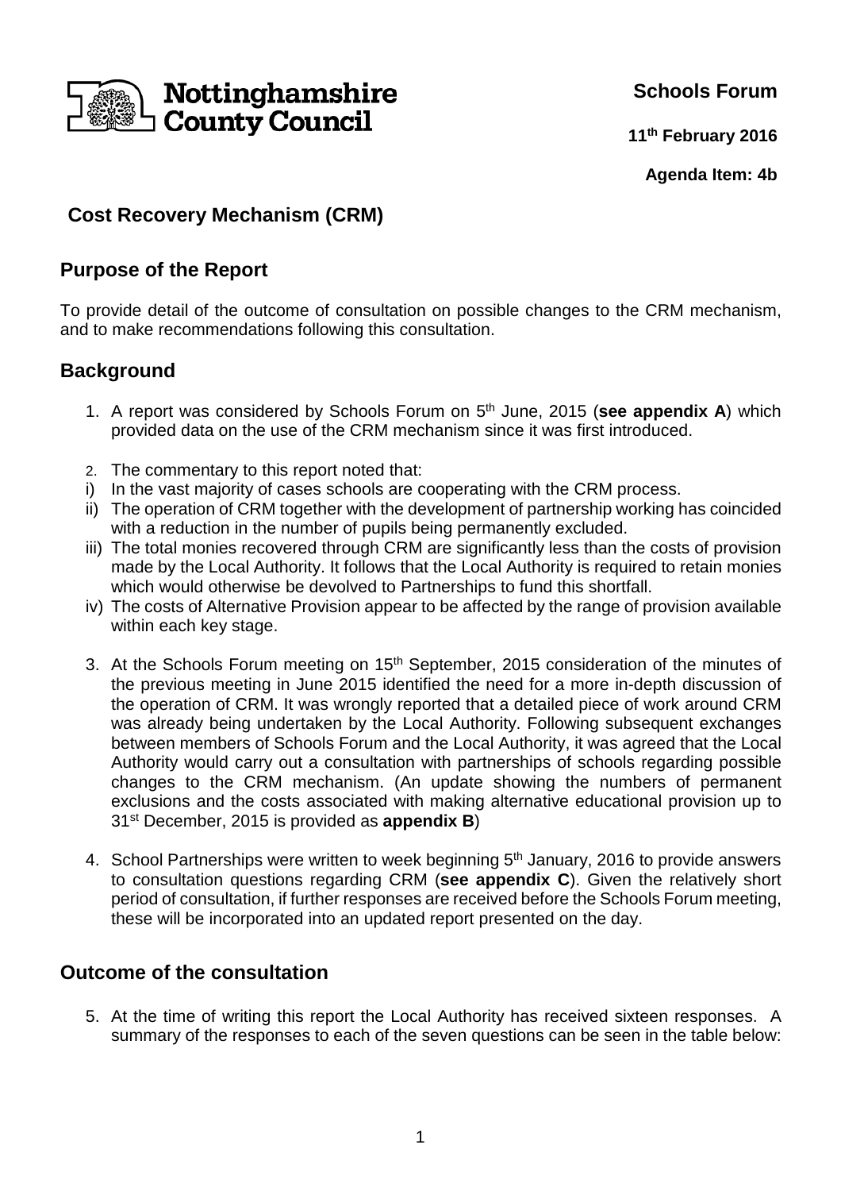Nottinghamshire County Council

**Schools Forum**

**11th February 2016**

**Agenda Item: 4b**

# Cost Recovery Mechanism (CRM)

## Purpose of the Report

To provide detail of the outcome of consultation on possible changes to the CRM mechanism, and to make recommendations following this consultation.

## Background

1. A report was considered by Schools Forum on 5th June, 2015 (**see appendix A**) which provided data on the use of the CRM mechanism since it was first introduced.

2. The commentary to this report noted that:
   i) In the vast majority of cases schools are cooperating with the CRM process.
   ii) The operation of CRM together with the development of partnership working has coincided with a reduction in the number of pupils being permanently excluded.
   iii) The total monies recovered through CRM are significantly less than the costs of provision made by the Local Authority. It follows that the Local Authority is required to retain monies which would otherwise be devolved to Partnerships to fund this shortfall.
   iv) The costs of Alternative Provision appear to be affected by the range of provision available within each key stage.

3. At the Schools Forum meeting on 15th September, 2015 consideration of the minutes of the previous meeting in June 2015 identified the need for a more in-depth discussion of the operation of CRM. It was wrongly reported that a detailed piece of work around CRM was already being undertaken by the Local Authority. Following subsequent exchanges between members of Schools Forum and the Local Authority, it was agreed that the Local Authority would carry out a consultation with partnerships of schools regarding possible changes to the CRM mechanism. (An update showing the numbers of permanent exclusions and the costs associated with making alternative educational provision up to 31st December, 2015 is provided as **appendix B**)

4. School Partnerships were written to week beginning 5th January, 2016 to provide answers to consultation questions regarding CRM (**see appendix C**). Given the relatively short period of consultation, if further responses are received before the Schools Forum meeting, these will be incorporated into an updated report presented on the day.

## Outcome of the consultation

5. At the time of writing this report the Local Authority has received sixteen responses. A summary of the responses to each of the seven questions can be seen in the table below: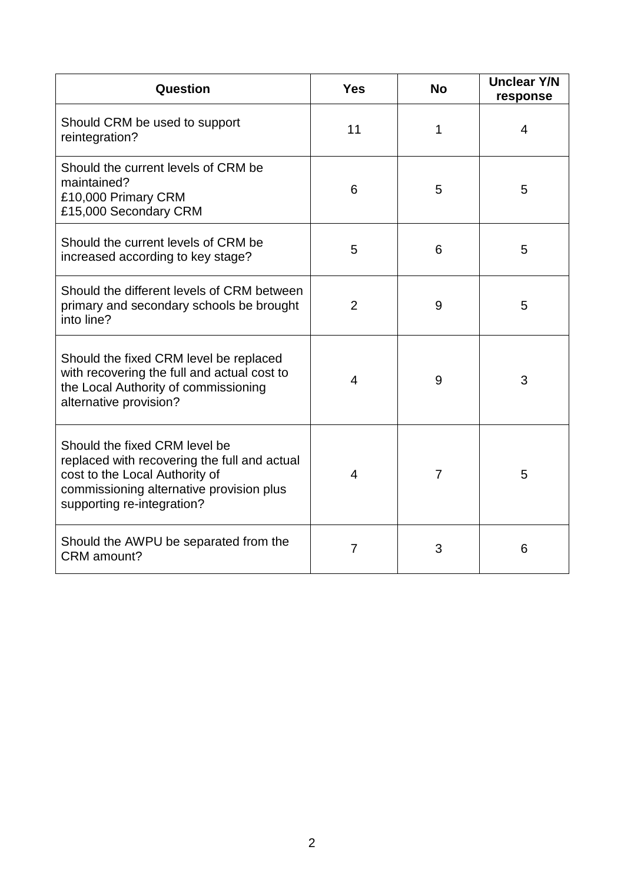| Question | Yes | No | Unclear Y/N response |
| --- | --- | --- | --- |
| Should CRM be used to support reintegration? | 11 | 1 | 4 |
| Should the current levels of CRM be maintained?<br>£10,000 Primary CRM<br>£15,000 Secondary CRM | 6 | 5 | 5 |
| Should the current levels of CRM be increased according to key stage? | 5 | 6 | 5 |
| Should the different levels of CRM between primary and secondary schools be brought into line? | 2 | 9 | 5 |
| Should the fixed CRM level be replaced with recovering the full and actual cost to the Local Authority of commissioning alternative provision? | 4 | 9 | 3 |
| Should the fixed CRM level be replaced with recovering the full and actual cost to the Local Authority of commissioning alternative provision plus supporting re-integration? | 4 | 7 | 5 |
| Should the AWPU be separated from the CRM amount? | 7 | 3 | 6 |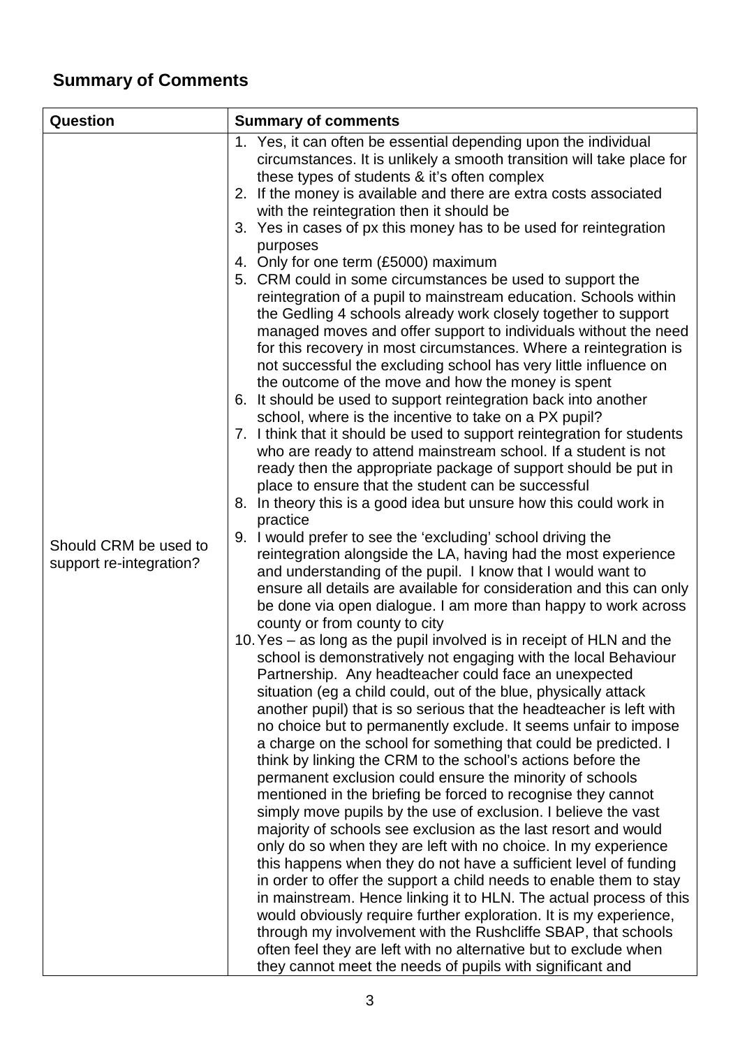## Summary of Comments

| Question | Summary of comments |
| --- | --- |
| Should CRM be used to support re-integration? | 1. Yes, it can often be essential depending upon the individual circumstances. It is unlikely a smooth transition will take place for these types of students & it's often complex<br>2. If the money is available and there are extra costs associated with the reintegration then it should be<br>3. Yes in cases of px this money has to be used for reintegration purposes<br>4. Only for one term (£5000) maximum<br>5. CRM could in some circumstances be used to support the reintegration of a pupil to mainstream education. Schools within the Gedling 4 schools already work closely together to support managed moves and offer support to individuals without the need for this recovery in most circumstances. Where a reintegration is not successful the excluding school has very little influence on the outcome of the move and how the money is spent<br>6. It should be used to support reintegration back into another school, where is the incentive to take on a PX pupil?<br>7. I think that it should be used to support reintegration for students who are ready to attend mainstream school. If a student is not ready then the appropriate package of support should be put in place to ensure that the student can be successful<br>8. In theory this is a good idea but unsure how this could work in practice<br>9. I would prefer to see the 'excluding' school driving the reintegration alongside the LA, having had the most experience and understanding of the pupil. I know that I would want to ensure all details are available for consideration and this can only be done via open dialogue. I am more than happy to work across county or from county to city<br>10. Yes – as long as the pupil involved is in receipt of HLN and the school is demonstratively not engaging with the local Behaviour Partnership. Any headteacher could face an unexpected situation (eg a child could, out of the blue, physically attack another pupil) that is so serious that the headteacher is left with no choice but to permanently exclude. It seems unfair to impose a charge on the school for something that could be predicted. I think by linking the CRM to the school's actions before the permanent exclusion could ensure the minority of schools mentioned in the briefing be forced to recognise they cannot simply move pupils by the use of exclusion. I believe the vast majority of schools see exclusion as the last resort and would only do so when they are left with no choice. In my experience this happens when they do not have a sufficient level of funding in order to offer the support a child needs to enable them to stay in mainstream. Hence linking it to HLN. The actual process of this would obviously require further exploration. It is my experience, through my involvement with the Rushcliffe SBAP, that schools often feel they are left with no alternative but to exclude when they cannot meet the needs of pupils with significant and |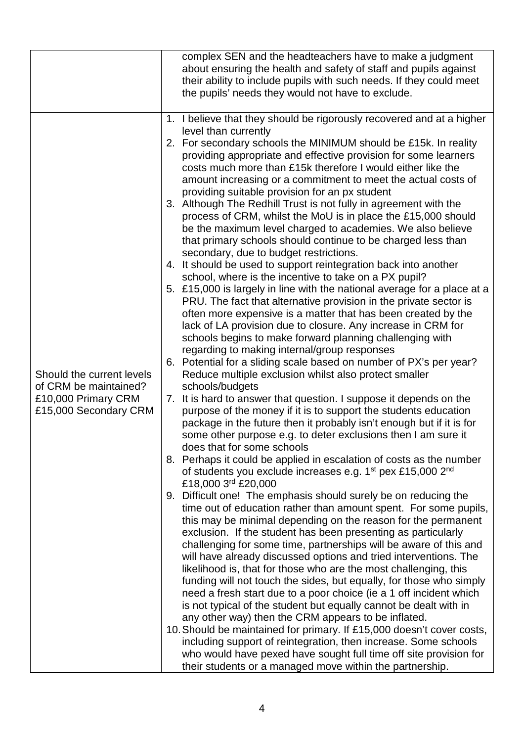| | |
|---|---|
| | complex SEN and the headteachers have to make a judgment about ensuring the health and safety of staff and pupils against their ability to include pupils with such needs. If they could meet the pupils' needs they would not have to exclude. |
| Should the current levels of CRM be maintained? £10,000 Primary CRM £15,000 Secondary CRM | 1. I believe that they should be rigorously recovered and at a higher level than currently<br>2. For secondary schools the MINIMUM should be £15k. In reality providing appropriate and effective provision for some learners costs much more than £15k therefore I would either like the amount increasing or a commitment to meet the actual costs of providing suitable provision for an px student<br>3. Although The Redhill Trust is not fully in agreement with the process of CRM, whilst the MoU is in place the £15,000 should be the maximum level charged to academies. We also believe that primary schools should continue to be charged less than secondary, due to budget restrictions.<br>4. It should be used to support reintegration back into another school, where is the incentive to take on a PX pupil?<br>5. £15,000 is largely in line with the national average for a place at a PRU. The fact that alternative provision in the private sector is often more expensive is a matter that has been created by the lack of LA provision due to closure. Any increase in CRM for schools begins to make forward planning challenging with regarding to making internal/group responses<br>6. Potential for a sliding scale based on number of PX's per year? Reduce multiple exclusion whilst also protect smaller schools/budgets<br>7. It is hard to answer that question. I suppose it depends on the purpose of the money if it is to support the students education package in the future then it probably isn't enough but if it is for some other purpose e.g. to deter exclusions then I am sure it does that for some schools<br>8. Perhaps it could be applied in escalation of costs as the number of students you exclude increases e.g. 1st pex £15,000 2nd £18,000 3rd £20,000<br>9. Difficult one! The emphasis should surely be on reducing the time out of education rather than amount spent. For some pupils, this may be minimal depending on the reason for the permanent exclusion. If the student has been presenting as particularly challenging for some time, partnerships will be aware of this and will have already discussed options and tried interventions. The likelihood is, that for those who are the most challenging, this funding will not touch the sides, but equally, for those who simply need a fresh start due to a poor choice (ie a 1 off incident which is not typical of the student but equally cannot be dealt with in any other way) then the CRM appears to be inflated.<br>10. Should be maintained for primary. If £15,000 doesn't cover costs, including support of reintegration, then increase. Some schools who would have pexed have sought full time off site provision for their students or a managed move within the partnership. |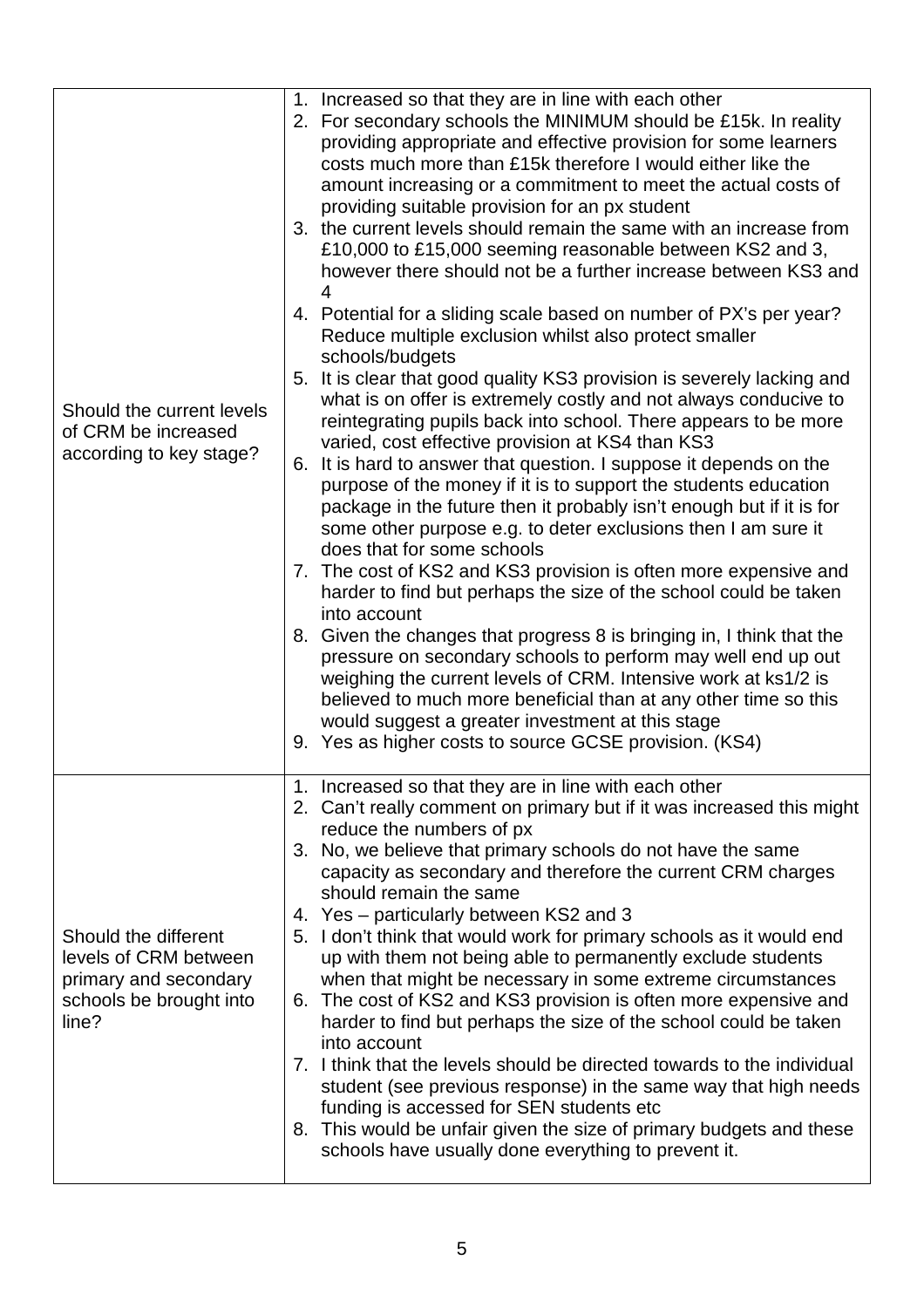| | |
|---|---|
| Should the current levels of CRM be increased according to key stage? | 1. Increased so that they are in line with each other<br>2. For secondary schools the MINIMUM should be £15k. In reality providing appropriate and effective provision for some learners costs much more than £15k therefore I would either like the amount increasing or a commitment to meet the actual costs of providing suitable provision for an px student<br>3. the current levels should remain the same with an increase from £10,000 to £15,000 seeming reasonable between KS2 and 3, however there should not be a further increase between KS3 and 4<br>4. Potential for a sliding scale based on number of PX's per year? Reduce multiple exclusion whilst also protect smaller schools/budgets<br>5. It is clear that good quality KS3 provision is severely lacking and what is on offer is extremely costly and not always conducive to reintegrating pupils back into school. There appears to be more varied, cost effective provision at KS4 than KS3<br>6. It is hard to answer that question. I suppose it depends on the purpose of the money if it is to support the students education package in the future then it probably isn't enough but if it is for some other purpose e.g. to deter exclusions then I am sure it does that for some schools<br>7. The cost of KS2 and KS3 provision is often more expensive and harder to find but perhaps the size of the school could be taken into account<br>8. Given the changes that progress 8 is bringing in, I think that the pressure on secondary schools to perform may well end up out weighing the current levels of CRM. Intensive work at ks1/2 is believed to much more beneficial than at any other time so this would suggest a greater investment at this stage<br>9. Yes as higher costs to source GCSE provision. (KS4) |
| Should the different levels of CRM between primary and secondary schools be brought into line? | 1. Increased so that they are in line with each other<br>2. Can't really comment on primary but if it was increased this might reduce the numbers of px<br>3. No, we believe that primary schools do not have the same capacity as secondary and therefore the current CRM charges should remain the same<br>4. Yes – particularly between KS2 and 3<br>5. I don't think that would work for primary schools as it would end up with them not being able to permanently exclude students when that might be necessary in some extreme circumstances<br>6. The cost of KS2 and KS3 provision is often more expensive and harder to find but perhaps the size of the school could be taken into account<br>7. I think that the levels should be directed towards to the individual student (see previous response) in the same way that high needs funding is accessed for SEN students etc<br>8. This would be unfair given the size of primary budgets and these schools have usually done everything to prevent it. |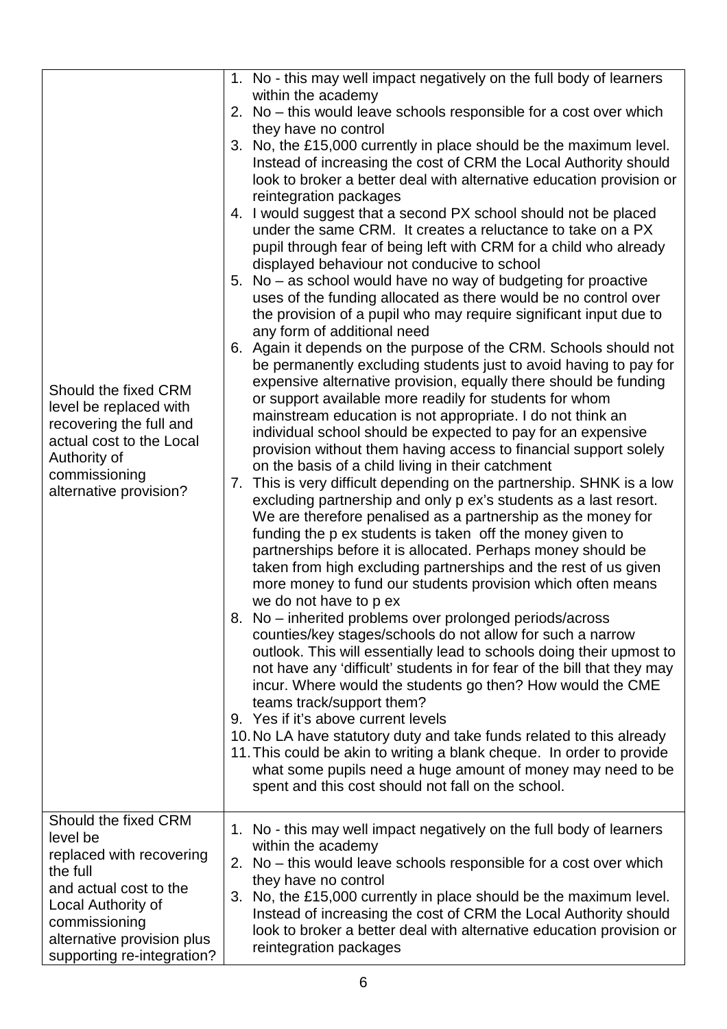| | |
|---|---|
| Should the fixed CRM level be replaced with recovering the full and actual cost to the Local Authority of commissioning alternative provision? | 1. No - this may well impact negatively on the full body of learners within the academy<br>2. No – this would leave schools responsible for a cost over which they have no control<br>3. No, the £15,000 currently in place should be the maximum level. Instead of increasing the cost of CRM the Local Authority should look to broker a better deal with alternative education provision or reintegration packages<br>4. I would suggest that a second PX school should not be placed under the same CRM. It creates a reluctance to take on a PX pupil through fear of being left with CRM for a child who already displayed behaviour not conducive to school<br>5. No – as school would have no way of budgeting for proactive uses of the funding allocated as there would be no control over the provision of a pupil who may require significant input due to any form of additional need<br>6. Again it depends on the purpose of the CRM. Schools should not be permanently excluding students just to avoid having to pay for expensive alternative provision, equally there should be funding or support available more readily for students for whom mainstream education is not appropriate. I do not think an individual school should be expected to pay for an expensive provision without them having access to financial support solely on the basis of a child living in their catchment<br>7. This is very difficult depending on the partnership. SHNK is a low excluding partnership and only p ex's students as a last resort. We are therefore penalised as a partnership as the money for funding the p ex students is taken off the money given to partnerships before it is allocated. Perhaps money should be taken from high excluding partnerships and the rest of us given more money to fund our students provision which often means we do not have to p ex<br>8. No – inherited problems over prolonged periods/across counties/key stages/schools do not allow for such a narrow outlook. This will essentially lead to schools doing their upmost to not have any 'difficult' students in for fear of the bill that they may incur. Where would the students go then? How would the CME teams track/support them?<br>9. Yes if it's above current levels<br>10. No LA have statutory duty and take funds related to this already<br>11. This could be akin to writing a blank cheque. In order to provide what some pupils need a huge amount of money may need to be spent and this cost should not fall on the school. |
| Should the fixed CRM level be replaced with recovering the full and actual cost to the Local Authority of commissioning alternative provision plus supporting re-integration? | 1. No - this may well impact negatively on the full body of learners within the academy<br>2. No – this would leave schools responsible for a cost over which they have no control<br>3. No, the £15,000 currently in place should be the maximum level. Instead of increasing the cost of CRM the Local Authority should look to broker a better deal with alternative education provision or reintegration packages |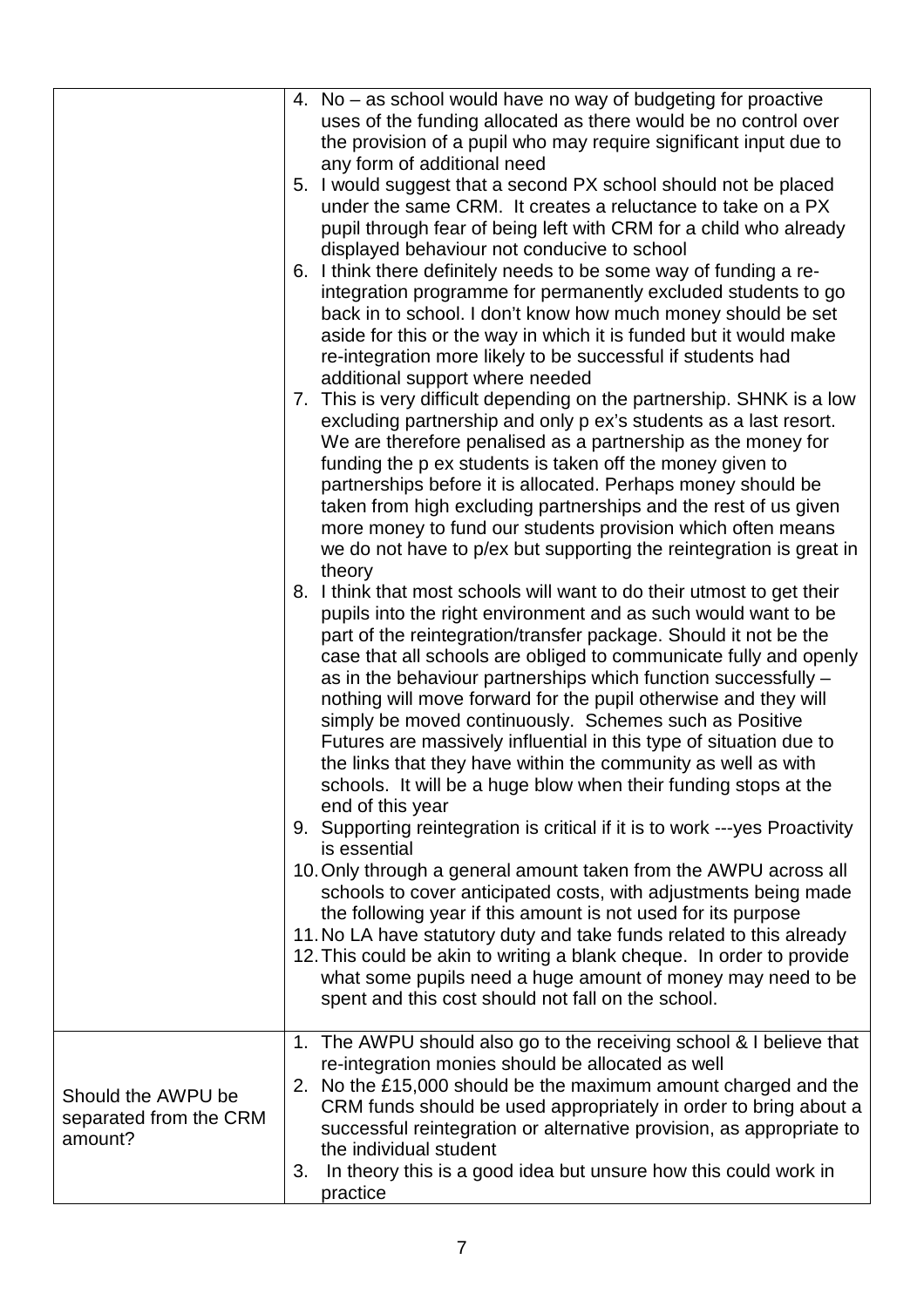| | |
|---|---|
| | 4. No – as school would have no way of budgeting for proactive uses of the funding allocated as there would be no control over the provision of a pupil who may require significant input due to any form of additional need<br>5. I would suggest that a second PX school should not be placed under the same CRM. It creates a reluctance to take on a PX pupil through fear of being left with CRM for a child who already displayed behaviour not conducive to school<br>6. I think there definitely needs to be some way of funding a re-integration programme for permanently excluded students to go back in to school. I don't know how much money should be set aside for this or the way in which it is funded but it would make re-integration more likely to be successful if students had additional support where needed<br>7. This is very difficult depending on the partnership. SHNK is a low excluding partnership and only p ex's students as a last resort. We are therefore penalised as a partnership as the money for funding the p ex students is taken off the money given to partnerships before it is allocated. Perhaps money should be taken from high excluding partnerships and the rest of us given more money to fund our students provision which often means we do not have to p/ex but supporting the reintegration is great in theory<br>8. I think that most schools will want to do their utmost to get their pupils into the right environment and as such would want to be part of the reintegration/transfer package. Should it not be the case that all schools are obliged to communicate fully and openly as in the behaviour partnerships which function successfully – nothing will move forward for the pupil otherwise and they will simply be moved continuously. Schemes such as Positive Futures are massively influential in this type of situation due to the links that they have within the community as well as with schools. It will be a huge blow when their funding stops at the end of this year<br>9. Supporting reintegration is critical if it is to work ---yes Proactivity is essential<br>10. Only through a general amount taken from the AWPU across all schools to cover anticipated costs, with adjustments being made the following year if this amount is not used for its purpose<br>11. No LA have statutory duty and take funds related to this already<br>12. This could be akin to writing a blank cheque. In order to provide what some pupils need a huge amount of money may need to be spent and this cost should not fall on the school. |
| Should the AWPU be separated from the CRM amount? | 1. The AWPU should also go to the receiving school & I believe that re-integration monies should be allocated as well<br>2. No the £15,000 should be the maximum amount charged and the CRM funds should be used appropriately in order to bring about a successful reintegration or alternative provision, as appropriate to the individual student<br>3. In theory this is a good idea but unsure how this could work in practice |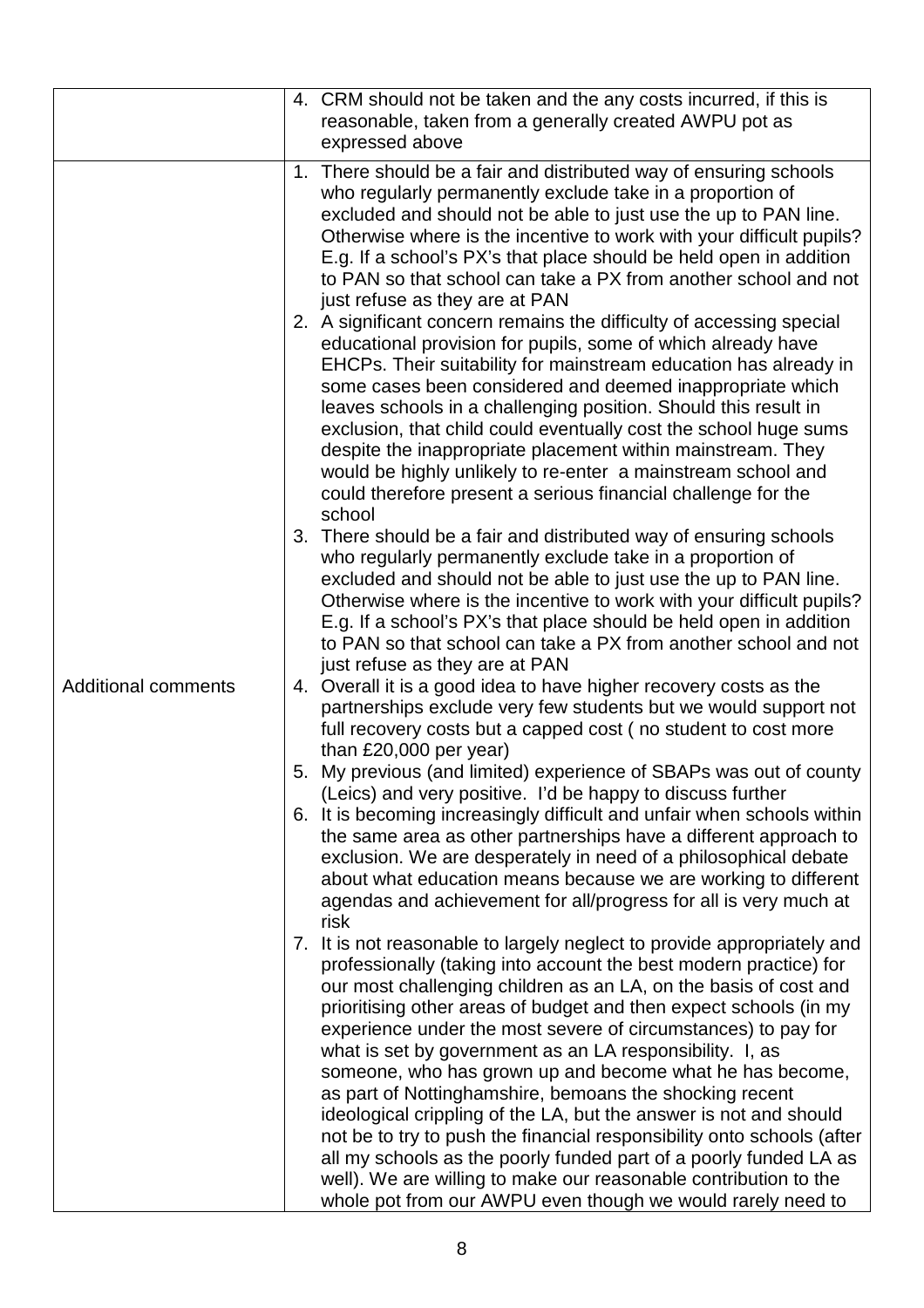| | |
|---|---|
| | 4. CRM should not be taken and the any costs incurred, if this is reasonable, taken from a generally created AWPU pot as expressed above |
| Additional comments | 1. There should be a fair and distributed way of ensuring schools who regularly permanently exclude take in a proportion of excluded and should not be able to just use the up to PAN line. Otherwise where is the incentive to work with your difficult pupils? E.g. If a school's PX's that place should be held open in addition to PAN so that school can take a PX from another school and not just refuse as they are at PAN<br>2. A significant concern remains the difficulty of accessing special educational provision for pupils, some of which already have EHCPs. Their suitability for mainstream education has already in some cases been considered and deemed inappropriate which leaves schools in a challenging position. Should this result in exclusion, that child could eventually cost the school huge sums despite the inappropriate placement within mainstream. They would be highly unlikely to re-enter a mainstream school and could therefore present a serious financial challenge for the school<br>3. There should be a fair and distributed way of ensuring schools who regularly permanently exclude take in a proportion of excluded and should not be able to just use the up to PAN line. Otherwise where is the incentive to work with your difficult pupils? E.g. If a school's PX's that place should be held open in addition to PAN so that school can take a PX from another school and not just refuse as they are at PAN<br>4. Overall it is a good idea to have higher recovery costs as the partnerships exclude very few students but we would support not full recovery costs but a capped cost ( no student to cost more than £20,000 per year)<br>5. My previous (and limited) experience of SBAPs was out of county (Leics) and very positive. I'd be happy to discuss further<br>6. It is becoming increasingly difficult and unfair when schools within the same area as other partnerships have a different approach to exclusion. We are desperately in need of a philosophical debate about what education means because we are working to different agendas and achievement for all/progress for all is very much at risk<br>7. It is not reasonable to largely neglect to provide appropriately and professionally (taking into account the best modern practice) for our most challenging children as an LA, on the basis of cost and prioritising other areas of budget and then expect schools (in my experience under the most severe of circumstances) to pay for what is set by government as an LA responsibility. I, as someone, who has grown up and become what he has become, as part of Nottinghamshire, bemoans the shocking recent ideological crippling of the LA, but the answer is not and should not be to try to push the financial responsibility onto schools (after all my schools as the poorly funded part of a poorly funded LA as well). We are willing to make our reasonable contribution to the whole pot from our AWPU even though we would rarely need to |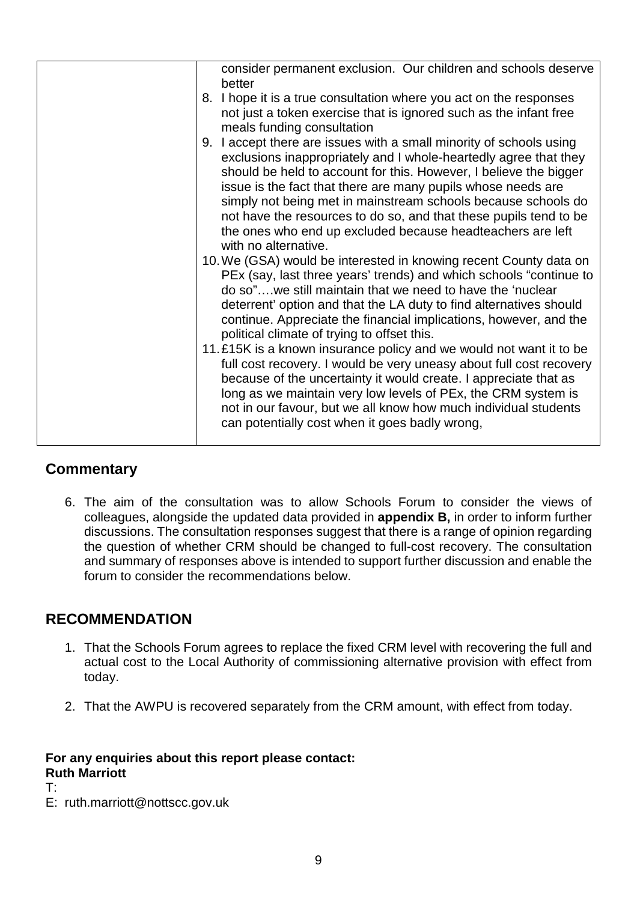| | |
|---|---|
| | consider permanent exclusion. Our children and schools deserve better<br>8. I hope it is a true consultation where you act on the responses not just a token exercise that is ignored such as the infant free meals funding consultation<br>9. I accept there are issues with a small minority of schools using exclusions inappropriately and I whole-heartedly agree that they should be held to account for this. However, I believe the bigger issue is the fact that there are many pupils whose needs are simply not being met in mainstream schools because schools do not have the resources to do so, and that these pupils tend to be the ones who end up excluded because headteachers are left with no alternative.<br>10. We (GSA) would be interested in knowing recent County data on PEx (say, last three years' trends) and which schools "continue to do so"….we still maintain that we need to have the 'nuclear deterrent' option and that the LA duty to find alternatives should continue. Appreciate the financial implications, however, and the political climate of trying to offset this.<br>11. £15K is a known insurance policy and we would not want it to be full cost recovery. I would be very uneasy about full cost recovery because of the uncertainty it would create. I appreciate that as long as we maintain very low levels of PEx, the CRM system is not in our favour, but we all know how much individual students can potentially cost when it goes badly wrong, |

## Commentary

6. The aim of the consultation was to allow Schools Forum to consider the views of colleagues, alongside the updated data provided in **appendix B,** in order to inform further discussions. The consultation responses suggest that there is a range of opinion regarding the question of whether CRM should be changed to full-cost recovery. The consultation and summary of responses above is intended to support further discussion and enable the forum to consider the recommendations below.

## RECOMMENDATION

1. That the Schools Forum agrees to replace the fixed CRM level with recovering the full and actual cost to the Local Authority of commissioning alternative provision with effect from today.
2. That the AWPU is recovered separately from the CRM amount, with effect from today.

**For any enquiries about this report please contact:**
**Ruth Marriott**

T:

E: ruth.marriott@nottscc.gov.uk